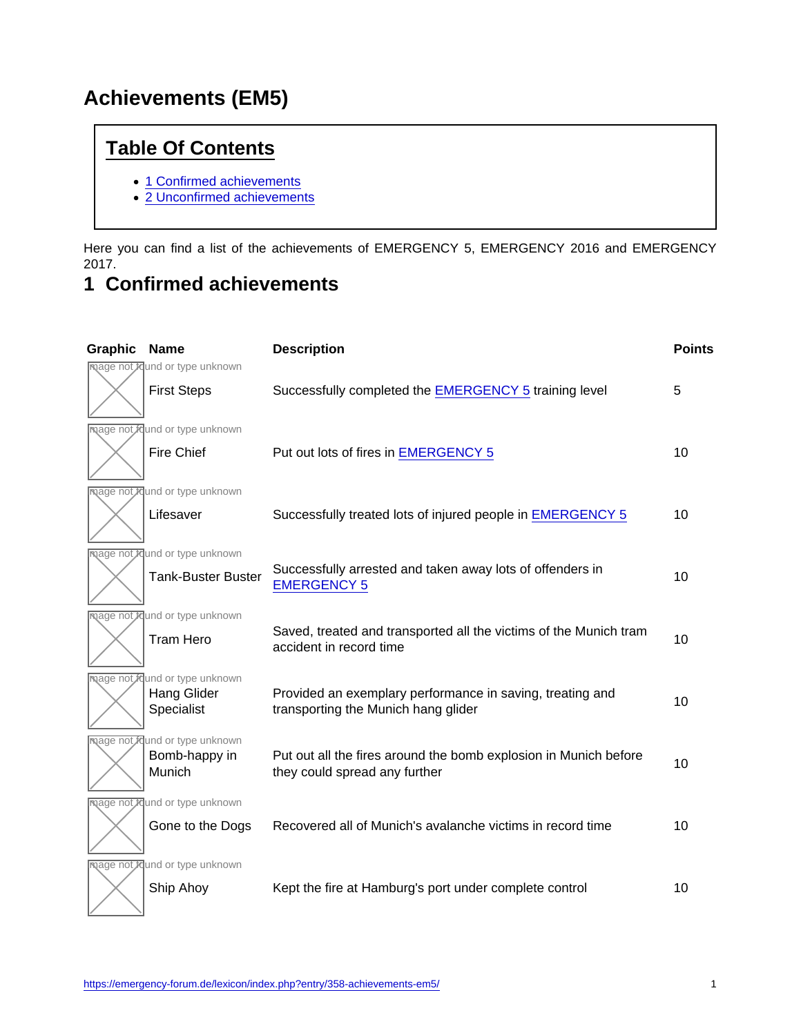# Achievements (EM5)

## Table Of Contents

- 1 Confirmed achievements
- 2 Unconfirmed achievements

Here you can find a list of the achievements of EMERGENCY 5, EMERGENCY 2016 and EMERGENCY 2017.

## 1 Confirmed achievements

| Graphic | Name | Description | Points |
|---|---|---|---|
| Image not found or type unknown | First Steps | Successfully completed the EMERGENCY 5 training level | 5 |
| Image not found or type unknown | Fire Chief | Put out lots of fires in EMERGENCY 5 | 10 |
| Image not found or type unknown | Lifesaver | Successfully treated lots of injured people in EMERGENCY 5 | 10 |
| Image not found or type unknown | Tank-Buster Buster | Successfully arrested and taken away lots of offenders in EMERGENCY 5 | 10 |
| Image not found or type unknown | Tram Hero | Saved, treated and transported all the victims of the Munich tram accident in record time | 10 |
| Image not found or type unknown | Hang Glider Specialist | Provided an exemplary performance in saving, treating and transporting the Munich hang glider | 10 |
| Image not found or type unknown | Bomb-happy in Munich | Put out all the fires around the bomb explosion in Munich before they could spread any further | 10 |
| Image not found or type unknown | Gone to the Dogs | Recovered all of Munich's avalanche victims in record time | 10 |
| Image not found or type unknown | Ship Ahoy | Kept the fire at Hamburg's port under complete control | 10 |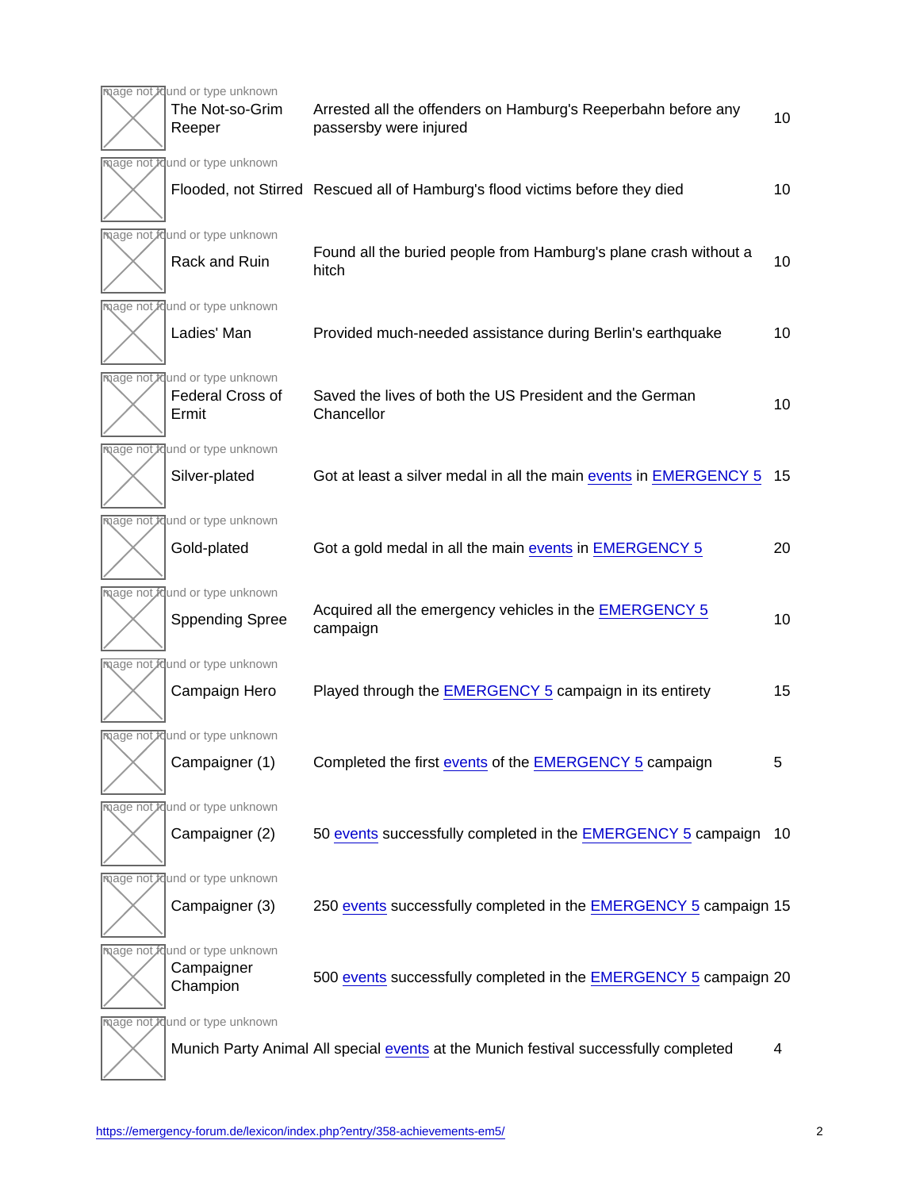| | | | |
|---|---|---|---|
| Image not found or type unknown | The Not-so-Grim Reeper | Arrested all the offenders on Hamburg's Reeperbahn before any passersby were injured | 10 |
| Image not found or type unknown | Flooded, not Stirred | Rescued all of Hamburg's flood victims before they died | 10 |
| Image not found or type unknown | Rack and Ruin | Found all the buried people from Hamburg's plane crash without a hitch | 10 |
| Image not found or type unknown | Ladies' Man | Provided much-needed assistance during Berlin's earthquake | 10 |
| Image not found or type unknown | Federal Cross of Ermit | Saved the lives of both the US President and the German Chancellor | 10 |
| Image not found or type unknown | Silver-plated | Got at least a silver medal in all the main events in EMERGENCY 5 | 15 |
| Image not found or type unknown | Gold-plated | Got a gold medal in all the main events in EMERGENCY 5 | 20 |
| Image not found or type unknown | Sppending Spree | Acquired all the emergency vehicles in the EMERGENCY 5 campaign | 10 |
| Image not found or type unknown | Campaign Hero | Played through the EMERGENCY 5 campaign in its entirety | 15 |
| Image not found or type unknown | Campaigner (1) | Completed the first events of the EMERGENCY 5 campaign | 5 |
| Image not found or type unknown | Campaigner (2) | 50 events successfully completed in the EMERGENCY 5 campaign | 10 |
| Image not found or type unknown | Campaigner (3) | 250 events successfully completed in the EMERGENCY 5 campaign | 15 |
| Image not found or type unknown | Campaigner Champion | 500 events successfully completed in the EMERGENCY 5 campaign | 20 |
| Image not found or type unknown | Munich Party Animal | All special events at the Munich festival successfully completed | 4 |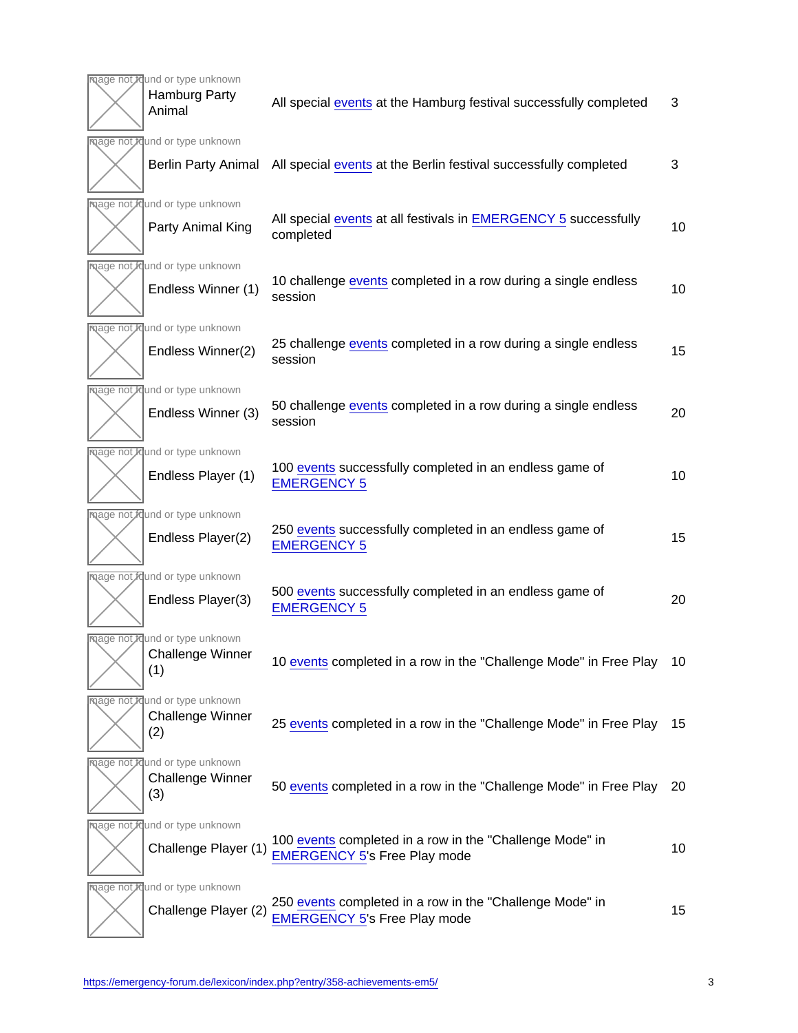| | | | |
|---|---|---|---|
| Image not found or type unknown | Hamburg Party Animal | All special events at the Hamburg festival successfully completed | 3 |
| Image not found or type unknown | Berlin Party Animal | All special events at the Berlin festival successfully completed | 3 |
| Image not found or type unknown | Party Animal King | All special events at all festivals in EMERGENCY 5 successfully completed | 10 |
| Image not found or type unknown | Endless Winner (1) | 10 challenge events completed in a row during a single endless session | 10 |
| Image not found or type unknown | Endless Winner(2) | 25 challenge events completed in a row during a single endless session | 15 |
| Image not found or type unknown | Endless Winner (3) | 50 challenge events completed in a row during a single endless session | 20 |
| Image not found or type unknown | Endless Player (1) | 100 events successfully completed in an endless game of EMERGENCY 5 | 10 |
| Image not found or type unknown | Endless Player(2) | 250 events successfully completed in an endless game of EMERGENCY 5 | 15 |
| Image not found or type unknown | Endless Player(3) | 500 events successfully completed in an endless game of EMERGENCY 5 | 20 |
| Image not found or type unknown | Challenge Winner (1) | 10 events completed in a row in the "Challenge Mode" in Free Play | 10 |
| Image not found or type unknown | Challenge Winner (2) | 25 events completed in a row in the "Challenge Mode" in Free Play | 15 |
| Image not found or type unknown | Challenge Winner (3) | 50 events completed in a row in the "Challenge Mode" in Free Play | 20 |
| Image not found or type unknown | Challenge Player (1) | 100 events completed in a row in the "Challenge Mode" in EMERGENCY 5's Free Play mode | 10 |
| Image not found or type unknown | Challenge Player (2) | 250 events completed in a row in the "Challenge Mode" in EMERGENCY 5's Free Play mode | 15 |

https://emergency-forum.de/lexicon/index.php?entry/358-achievements-em5/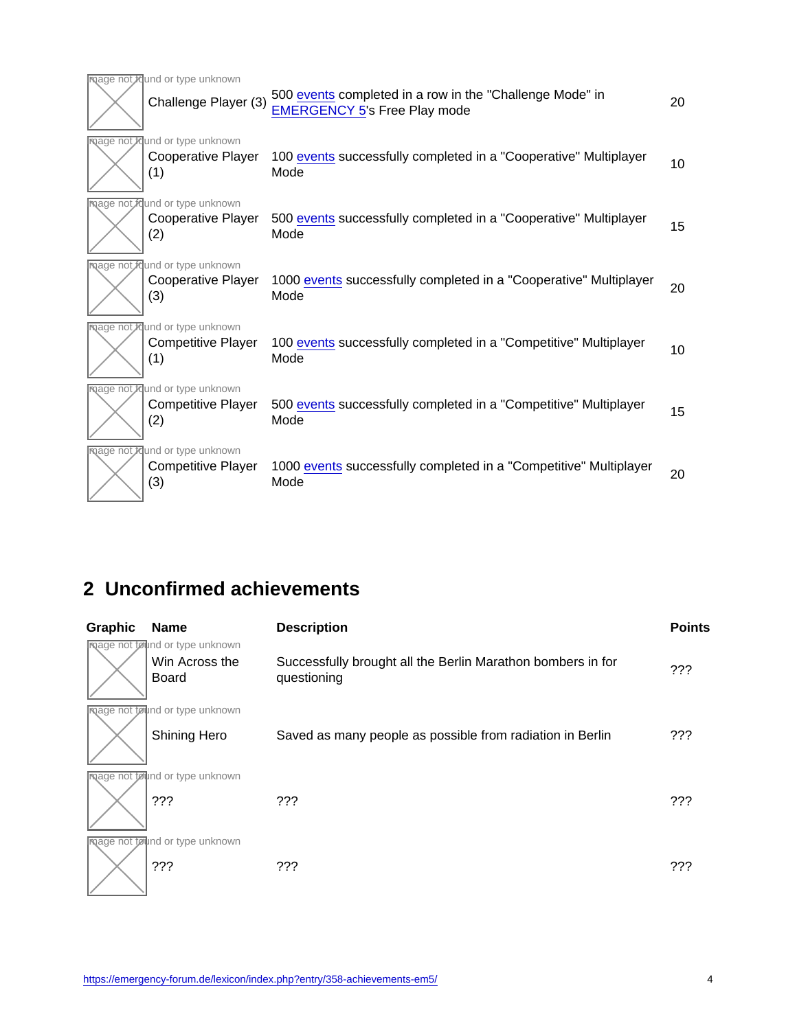| | | | |
|---|---|---|---|
| Image not found or type unknown | Challenge Player (3) | 500 events completed in a row in the "Challenge Mode" in EMERGENCY 5's Free Play mode | 20 |
| Image not found or type unknown | Cooperative Player (1) | 100 events successfully completed in a "Cooperative" Multiplayer Mode | 10 |
| Image not found or type unknown | Cooperative Player (2) | 500 events successfully completed in a "Cooperative" Multiplayer Mode | 15 |
| Image not found or type unknown | Cooperative Player (3) | 1000 events successfully completed in a "Cooperative" Multiplayer Mode | 20 |
| Image not found or type unknown | Competitive Player (1) | 100 events successfully completed in a "Competitive" Multiplayer Mode | 10 |
| Image not found or type unknown | Competitive Player (2) | 500 events successfully completed in a "Competitive" Multiplayer Mode | 15 |
| Image not found or type unknown | Competitive Player (3) | 1000 events successfully completed in a "Competitive" Multiplayer Mode | 20 |

## 2 Unconfirmed achievements

| Graphic | Name | Description | Points |
|---|---|---|---|
| Image not found or type unknown | Win Across the Board | Successfully brought all the Berlin Marathon bombers in for questioning | ??? |
| Image not found or type unknown | Shining Hero | Saved as many people as possible from radiation in Berlin | ??? |
| Image not found or type unknown | ??? | ??? | ??? |
| Image not found or type unknown | ??? | ??? | ??? |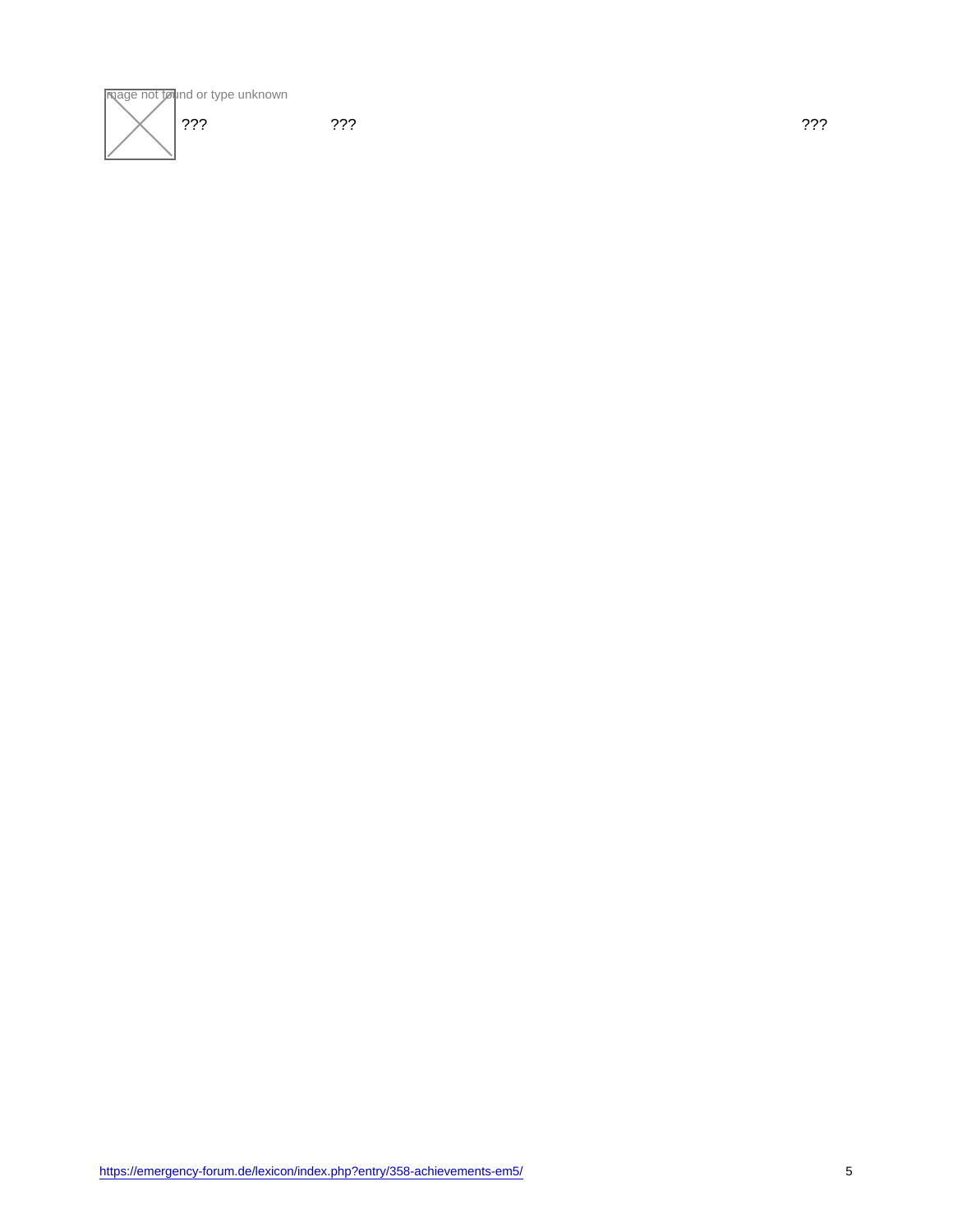Image not found or type unknown

??? ??? ???